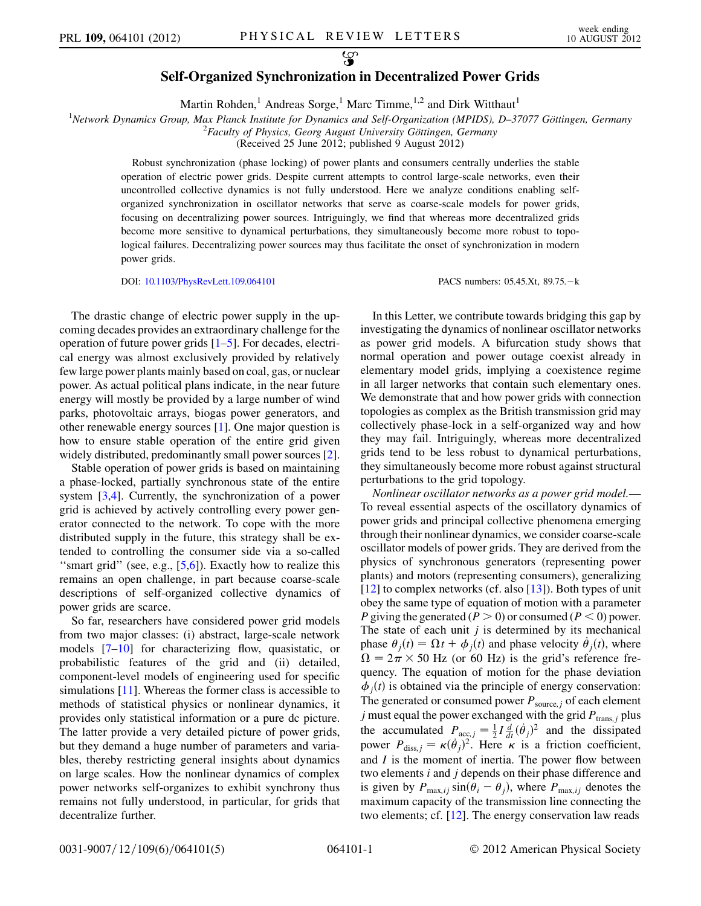# Self-Organized Synchronization in Decentralized Power Grids

Martin Rohden,[1] Andreas Sorge,[1] Marc Timme,[1,2] and Dirk Witthaut[1]

[1]Network Dynamics Group, Max Planck Institute for Dynamics and Self-Organization (MPIDS), D–37077 Göttingen, Germany
[2]Faculty of Physics, Georg August University Göttingen, Germany

(Received 25 June 2012; published 9 August 2012)

Robust synchronization (phase locking) of power plants and consumers centrally underlies the stable operation of electric power grids. Despite current attempts to control large-scale networks, even their uncontrolled collective dynamics is not fully understood. Here we analyze conditions enabling self-organized synchronization in oscillator networks that serve as coarse-scale models for power grids, focusing on decentralizing power sources. Intriguingly, we find that whereas more decentralized grids become more sensitive to dynamical perturbations, they simultaneously become more robust to topological failures. Decentralizing power sources may thus facilitate the onset of synchronization in modern power grids.

DOI: 10.1103/PhysRevLett.109.064101 PACS numbers: 05.45.Xt, 89.75.−k

The drastic change of electric power supply in the upcoming decades provides an extraordinary challenge for the operation of future power grids [1–5]. For decades, electrical energy was almost exclusively provided by relatively few large power plants mainly based on coal, gas, or nuclear power. As actual political plans indicate, in the near future energy will mostly be provided by a large number of wind parks, photovoltaic arrays, biogas power generators, and other renewable energy sources [1]. One major question is how to ensure stable operation of the entire grid given widely distributed, predominantly small power sources [2].

Stable operation of power grids is based on maintaining a phase-locked, partially synchronous state of the entire system [3,4]. Currently, the synchronization of a power grid is achieved by actively controlling every power generator connected to the network. To cope with the more distributed supply in the future, this strategy shall be extended to controlling the consumer side via a so-called "smart grid" (see, e.g., [5,6]). Exactly how to realize this remains an open challenge, in part because coarse-scale descriptions of self-organized collective dynamics of power grids are scarce.

So far, researchers have considered power grid models from two major classes: (i) abstract, large-scale network models [7–10] for characterizing flow, quasistatic, or probabilistic features of the grid and (ii) detailed, component-level models of engineering used for specific simulations [11]. Whereas the former class is accessible to methods of statistical physics or nonlinear dynamics, it provides only statistical information or a pure dc picture. The latter provide a very detailed picture of power grids, but they demand a huge number of parameters and variables, thereby restricting general insights about dynamics on large scales. How the nonlinear dynamics of complex power networks self-organizes to exhibit synchrony thus remains not fully understood, in particular, for grids that decentralize further.

In this Letter, we contribute towards bridging this gap by investigating the dynamics of nonlinear oscillator networks as power grid models. A bifurcation study shows that normal operation and power outage coexist already in elementary model grids, implying a coexistence regime in all larger networks that contain such elementary ones. We demonstrate that and how power grids with connection topologies as complex as the British transmission grid may collectively phase-lock in a self-organized way and how they may fail. Intriguingly, whereas more decentralized grids tend to be less robust to dynamical perturbations, they simultaneously become more robust against structural perturbations to the grid topology.

*Nonlinear oscillator networks as a power grid model.*— To reveal essential aspects of the oscillatory dynamics of power grids and principal collective phenomena emerging through their nonlinear dynamics, we consider coarse-scale oscillator models of power grids. They are derived from the physics of synchronous generators (representing power plants) and motors (representing consumers), generalizing [12] to complex networks (cf. also [13]). Both types of unit obey the same type of equation of motion with a parameter $P$ giving the generated ($P > 0$) or consumed ($P < 0$) power. The state of each unit $j$ is determined by its mechanical phase $\theta_j(t) = \Omega t + \phi_j(t)$ and phase velocity $\dot{\theta}_j(t)$, where $\Omega = 2\pi \times 50$ Hz (or 60 Hz) is the grid's reference frequency. The equation of motion for the phase deviation $\phi_j(t)$ is obtained via the principle of energy conservation: The generated or consumed power $P_{\mathrm{source},j}$ of each element $j$ must equal the power exchanged with the grid $P_{\mathrm{trans},j}$ plus the accumulated $P_{\mathrm{acc},j} = \frac{1}{2} I \frac{d}{dt}(\dot{\theta}_j)^2$ and the dissipated power $P_{\mathrm{diss},j} = \kappa(\dot{\theta}_j)^2$. Here $\kappa$ is a friction coefficient, and $I$ is the moment of inertia. The power flow between two elements $i$ and $j$ depends on their phase difference and is given by $P_{\mathrm{max},ij} \sin(\theta_i - \theta_j)$, where $P_{\mathrm{max},ij}$ denotes the maximum capacity of the transmission line connecting the two elements; cf. [12]. The energy conservation law reads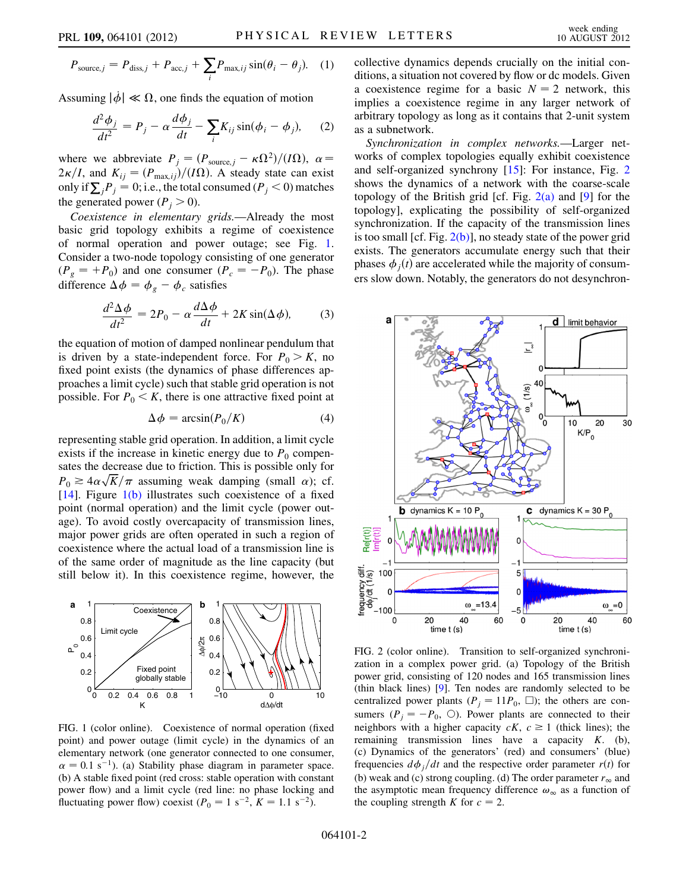$$P_{\text{source},j} = P_{\text{diss},j} + P_{\text{acc},j} + \sum_i P_{\max,ij} \sin(\theta_i - \theta_j). \quad (1)$$

Assuming $|\dot{\phi}| \ll \Omega$, one finds the equation of motion

$$\frac{d^2\phi_j}{dt^2} = P_j - \alpha \frac{d\phi_j}{dt} - \sum_i K_{ij} \sin(\phi_i - \phi_j), \quad (2)$$

where we abbreviate $P_j = (P_{\text{source},j} - \kappa\Omega^2)/(I\Omega)$, $\alpha = 2\kappa/I$, and $K_{ij} = (P_{\max,ij})/(I\Omega)$. A steady state can exist only if $\sum_j P_j = 0$; i.e., the total consumed ($P_j < 0$) matches the generated power ($P_j > 0$).

*Coexistence in elementary grids.*—Already the most basic grid topology exhibits a regime of coexistence of normal operation and power outage; see Fig. 1. Consider a two-node topology consisting of one generator ($P_g = +P_0$) and one consumer ($P_c = -P_0$). The phase difference $\Delta\phi = \phi_g - \phi_c$ satisfies

$$\frac{d^2\Delta\phi}{dt^2} = 2P_0 - \alpha\frac{d\Delta\phi}{dt} + 2K\sin(\Delta\phi), \quad (3)$$

the equation of motion of damped nonlinear pendulum that is driven by a state-independent force. For $P_0 > K$, no fixed point exists (the dynamics of phase differences approaches a limit cycle) such that stable grid operation is not possible. For $P_0 < K$, there is one attractive fixed point at

$$\Delta\phi = \arcsin(P_0/K) \quad (4)$$

representing stable grid operation. In addition, a limit cycle exists if the increase in kinetic energy due to $P_0$ compensates the decrease due to friction. This is possible only for $P_0 \gtrsim 4\alpha\sqrt{K}/\pi$ assuming weak damping (small $\alpha$); cf. [14]. Figure 1(b) illustrates such coexistence of a fixed point (normal operation) and the limit cycle (power outage). To avoid costly overcapacity of transmission lines, major power grids are often operated in such a region of coexistence where the actual load of a transmission line is of the same order of magnitude as the line capacity (but still below it). In this coexistence regime, however, the collective dynamics depends crucially on the initial conditions, a situation not covered by flow or dc models. Given a coexistence regime for a basic $N = 2$ network, this implies a coexistence regime in any larger network of arbitrary topology as long as it contains that 2-unit system as a subnetwork.

FIG. 1 (color online). Coexistence of normal operation (fixed point) and power outage (limit cycle) in the dynamics of an elementary network (one generator connected to one consumer, $\alpha = 0.1\ \text{s}^{-1}$). (a) Stability phase diagram in parameter space. (b) A stable fixed point (red cross: stable operation with constant power flow) and a limit cycle (red line: no phase locking and fluctuating power flow) coexist ($P_0 = 1\ \text{s}^{-2}$, $K = 1.1\ \text{s}^{-2}$).

*Synchronization in complex networks.*—Larger networks of complex topologies equally exhibit coexistence and self-organized synchrony [15]: For instance, Fig. 2 shows the dynamics of a network with the coarse-scale topology of the British grid [cf. Fig. 2(a) and [9] for the topology], explicating the possibility of self-organized synchronization. If the capacity of the transmission lines is too small [cf. Fig. 2(b)], no steady state of the power grid exists. The generators accumulate energy such that their phases $\phi_j(t)$ are accelerated while the majority of consumers slow down. Notably, the generators do not desynchron-

FIG. 2 (color online). Transition to self-organized synchronization in a complex power grid. (a) Topology of the British power grid, consisting of 120 nodes and 165 transmission lines (thin black lines) [9]. Ten nodes are randomly selected to be centralized power plants ($P_j = 11P_0$, □); the others are consumers ($P_j = -P_0$, ○). Power plants are connected to their neighbors with a higher capacity $cK$, $c \geq 1$ (thick lines); the remaining transmission lines have a capacity $K$. (b), (c) Dynamics of the generators' (red) and consumers' (blue) frequencies $d\phi_j/dt$ and the respective order parameter $r(t)$ for (b) weak and (c) strong coupling. (d) The order parameter $r_\infty$ and the asymptotic mean frequency difference $\omega_\infty$ as a function of the coupling strength $K$ for $c = 2$.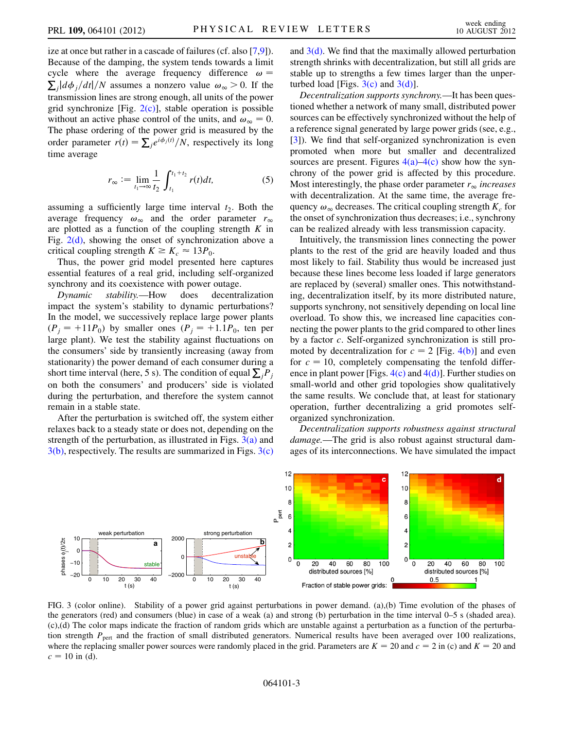ize at once but rather in a cascade of failures (cf. also [7,9]). Because of the damping, the system tends towards a limit cycle where the average frequency difference $\omega = \sum_j |d\phi_j/dt|/N$ assumes a nonzero value $\omega_\infty > 0$. If the transmission lines are strong enough, all units of the power grid synchronize [Fig. 2(c)], stable operation is possible without an active phase control of the units, and $\omega_\infty = 0$. The phase ordering of the power grid is measured by the order parameter $r(t) = \sum_j e^{i\phi_j(t)}/N$, respectively its long time average

$$r_\infty := \lim_{t_1\to\infty} \frac{1}{t_2} \int_{t_1}^{t_1+t_2} r(t)dt, \tag{5}$$

assuming a sufficiently large time interval $t_2$. Both the average frequency $\omega_\infty$ and the order parameter $r_\infty$ are plotted as a function of the coupling strength $K$ in Fig. 2(d), showing the onset of synchronization above a critical coupling strength $K \geq K_c \approx 13P_0$.

Thus, the power grid model presented here captures essential features of a real grid, including self-organized synchrony and its coexistence with power outage.

*Dynamic stability.*—How does decentralization impact the system's stability to dynamic perturbations? In the model, we successively replace large power plants ($P_j = +11P_0$) by smaller ones ($P_j = +1.1P_0$, ten per large plant). We test the stability against fluctuations on the consumers' side by transiently increasing (away from stationarity) the power demand of each consumer during a short time interval (here, 5 s). The condition of equal $\sum_j P_j$ on both the consumers' and producers' side is violated during the perturbation, and therefore the system cannot remain in a stable state.

After the perturbation is switched off, the system either relaxes back to a steady state or does not, depending on the strength of the perturbation, as illustrated in Figs. 3(a) and 3(b), respectively. The results are summarized in Figs. 3(c) and 3(d). We find that the maximally allowed perturbation strength shrinks with decentralization, but still all grids are stable up to strengths a few times larger than the unperturbed load [Figs. 3(c) and 3(d)].

*Decentralization supports synchrony.*—It has been questioned whether a network of many small, distributed power sources can be effectively synchronized without the help of a reference signal generated by large power grids (see, e.g., [3]). We find that self-organized synchronization is even promoted when more but smaller and decentralized sources are present. Figures 4(a)–4(c) show how the synchrony of the power grid is affected by this procedure. Most interestingly, the phase order parameter $r_\infty$ *increases* with decentralization. At the same time, the average frequency $\omega_\infty$ decreases. The critical coupling strength $K_c$ for the onset of synchronization thus decreases; i.e., synchrony can be realized already with less transmission capacity.

Intuitively, the transmission lines connecting the power plants to the rest of the grid are heavily loaded and thus most likely to fail. Stability thus would be increased just because these lines become less loaded if large generators are replaced by (several) smaller ones. This notwithstanding, decentralization itself, by its more distributed nature, supports synchrony, not sensitively depending on local line overload. To show this, we increased line capacities connecting the power plants to the grid compared to other lines by a factor $c$. Self-organized synchronization is still promoted by decentralization for $c = 2$ [Fig. 4(b)] and even for $c = 10$, completely compensating the tenfold difference in plant power [Figs. 4(c) and 4(d)]. Further studies on small-world and other grid topologies show qualitatively the same results. We conclude that, at least for stationary operation, further decentralizing a grid promotes self-organized synchronization.

*Decentralization supports robustness against structural damage.*—The grid is also robust against structural damages of its interconnections. We have simulated the impact

FIG. 3 (color online). Stability of a power grid against perturbations in power demand. (a),(b) Time evolution of the phases of the generators (red) and consumers (blue) in case of a weak (a) and strong (b) perturbation in the time interval 0–5 s (shaded area). (c),(d) The color maps indicate the fraction of random grids which are unstable against a perturbation as a function of the perturbation strength $P_{\text{pert}}$ and the fraction of small distributed generators. Numerical results have been averaged over 100 realizations, where the replacing smaller power sources were randomly placed in the grid. Parameters are $K = 20$ and $c = 2$ in (c) and $K = 20$ and $c = 10$ in (d).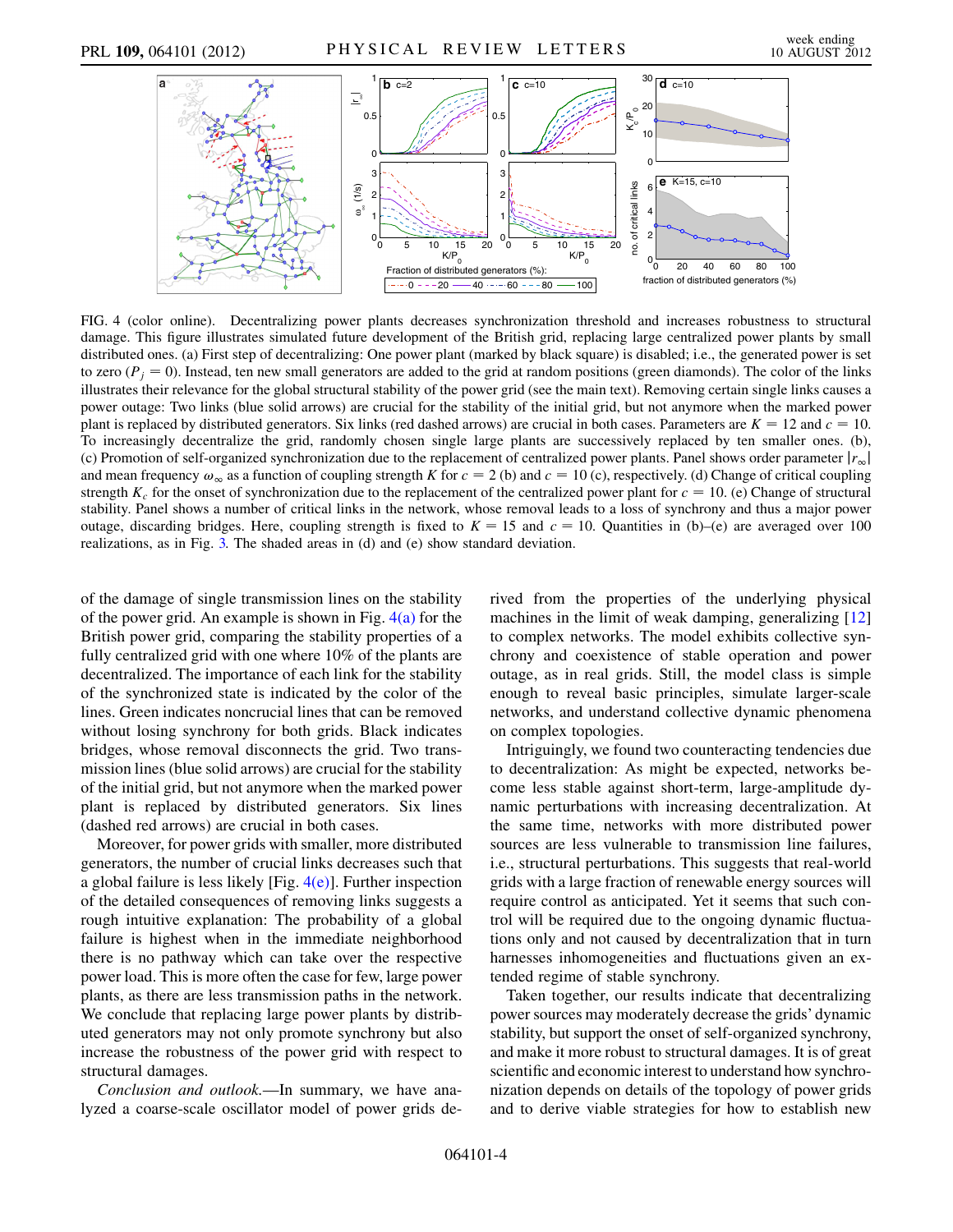a

b c=2

c c=10

d c=10

e K=15, c=10

$|r_\infty|$

$\omega_\infty$ (1/s)

$K_c/P_0$

no. of critical links

K/P$_0$

Fraction of distributed generators (%):

0 20 40 60 80 100

fraction of distributed generators (%)

FIG. 4 (color online). Decentralizing power plants decreases synchronization threshold and increases robustness to structural damage. This figure illustrates simulated future development of the British grid, replacing large centralized power plants by small distributed ones. (a) First step of decentralizing: One power plant (marked by black square) is disabled; i.e., the generated power is set to zero ($P_j = 0$). Instead, ten new small generators are added to the grid at random positions (green diamonds). The color of the links illustrates their relevance for the global structural stability of the power grid (see the main text). Removing certain single links causes a power outage: Two links (blue solid arrows) are crucial for the stability of the initial grid, but not anymore when the marked power plant is replaced by distributed generators. Six links (red dashed arrows) are crucial in both cases. Parameters are $K = 12$ and $c = 10$. To increasingly decentralize the grid, randomly chosen single large plants are successively replaced by ten smaller ones. (b), (c) Promotion of self-organized synchronization due to the replacement of centralized power plants. Panel shows order parameter $|r_\infty|$ and mean frequency $\omega_\infty$ as a function of coupling strength $K$ for $c = 2$ (b) and $c = 10$ (c), respectively. (d) Change of critical coupling strength $K_c$ for the onset of synchronization due to the replacement of the centralized power plant for $c = 10$. (e) Change of structural stability. Panel shows a number of critical links in the network, whose removal leads to a loss of synchrony and thus a major power outage, discarding bridges. Here, coupling strength is fixed to $K = 15$ and $c = 10$. Quantities in (b)–(e) are averaged over 100 realizations, as in Fig. 3. The shaded areas in (d) and (e) show standard deviation.

of the damage of single transmission lines on the stability of the power grid. An example is shown in Fig. 4(a) for the British power grid, comparing the stability properties of a fully centralized grid with one where 10% of the plants are decentralized. The importance of each link for the stability of the synchronized state is indicated by the color of the lines. Green indicates noncrucial lines that can be removed without losing synchrony for both grids. Black indicates bridges, whose removal disconnects the grid. Two transmission lines (blue solid arrows) are crucial for the stability of the initial grid, but not anymore when the marked power plant is replaced by distributed generators. Six lines (dashed red arrows) are crucial in both cases.

Moreover, for power grids with smaller, more distributed generators, the number of crucial links decreases such that a global failure is less likely [Fig. 4(e)]. Further inspection of the detailed consequences of removing links suggests a rough intuitive explanation: The probability of a global failure is highest when in the immediate neighborhood there is no pathway which can take over the respective power load. This is more often the case for few, large power plants, as there are less transmission paths in the network. We conclude that replacing large power plants by distributed generators may not only promote synchrony but also increase the robustness of the power grid with respect to structural damages.

*Conclusion and outlook.*—In summary, we have analyzed a coarse-scale oscillator model of power grids derived from the properties of the underlying physical machines in the limit of weak damping, generalizing [12] to complex networks. The model exhibits collective synchrony and coexistence of stable operation and power outage, as in real grids. Still, the model class is simple enough to reveal basic principles, simulate larger-scale networks, and understand collective dynamic phenomena on complex topologies.

Intriguingly, we found two counteracting tendencies due to decentralization: As might be expected, networks become less stable against short-term, large-amplitude dynamic perturbations with increasing decentralization. At the same time, networks with more distributed power sources are less vulnerable to transmission line failures, i.e., structural perturbations. This suggests that real-world grids with a large fraction of renewable energy sources will require control as anticipated. Yet it seems that such control will be required due to the ongoing dynamic fluctuations only and not caused by decentralization that in turn harnesses inhomogeneities and fluctuations given an extended regime of stable synchrony.

Taken together, our results indicate that decentralizing power sources may moderately decrease the grids' dynamic stability, but support the onset of self-organized synchrony, and make it more robust to structural damages. It is of great scientific and economic interest to understand how synchronization depends on details of the topology of power grids and to derive viable strategies for how to establish new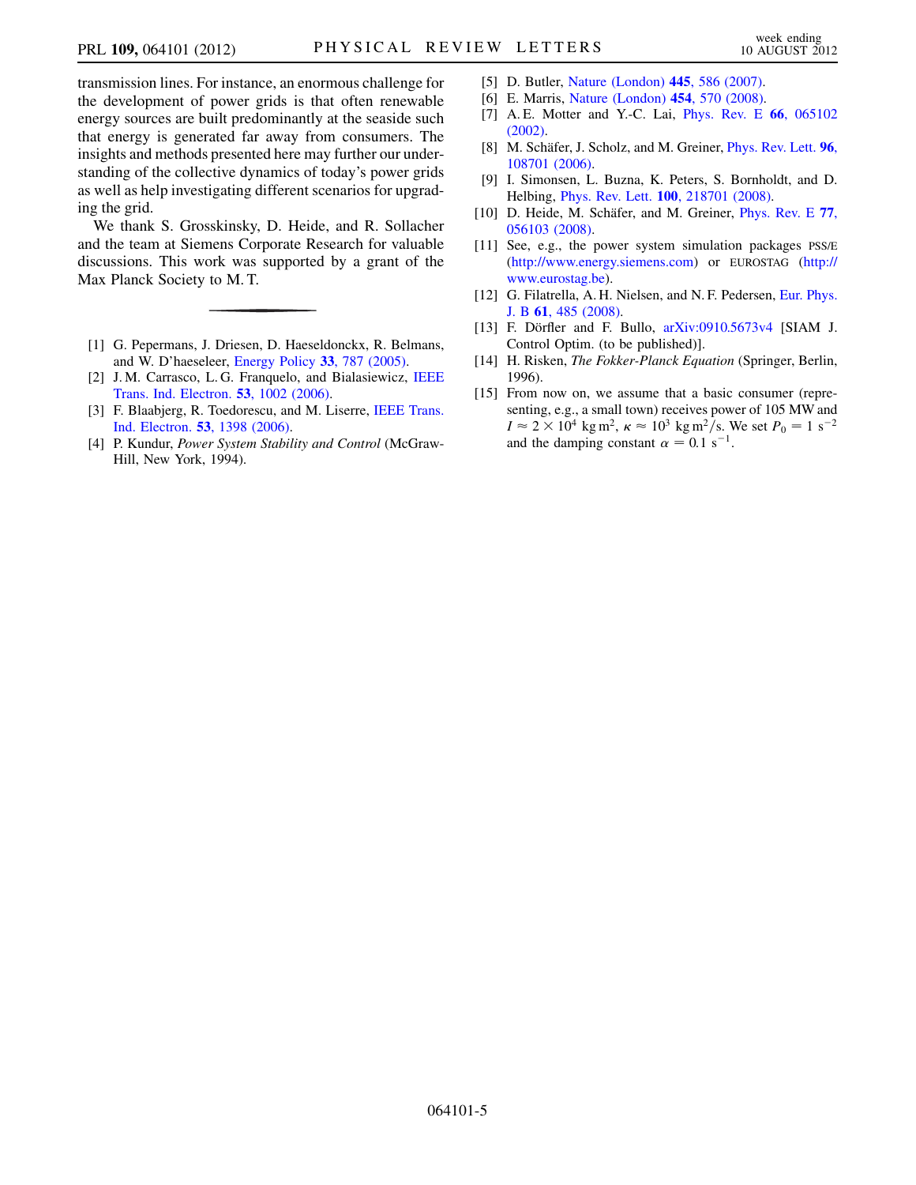transmission lines. For instance, an enormous challenge for the development of power grids is that often renewable energy sources are built predominantly at the seaside such that energy is generated far away from consumers. The insights and methods presented here may further our understanding of the collective dynamics of today's power grids as well as help investigating different scenarios for upgrading the grid.

We thank S. Grosskinsky, D. Heide, and R. Sollacher and the team at Siemens Corporate Research for valuable discussions. This work was supported by a grant of the Max Planck Society to M. T.

---

[1] G. Pepermans, J. Driesen, D. Haeseldonckx, R. Belmans, and W. D'haeseleer, Energy Policy **33**, 787 (2005).

[2] J. M. Carrasco, L. G. Franquelo, and Bialasiewicz, IEEE Trans. Ind. Electron. **53**, 1002 (2006).

[3] F. Blaabjerg, R. Toedorescu, and M. Liserre, IEEE Trans. Ind. Electron. **53**, 1398 (2006).

[4] P. Kundur, *Power System Stability and Control* (McGraw-Hill, New York, 1994).

[5] D. Butler, Nature (London) **445**, 586 (2007).

[6] E. Marris, Nature (London) **454**, 570 (2008).

[7] A. E. Motter and Y.-C. Lai, Phys. Rev. E **66**, 065102 (2002).

[8] M. Schäfer, J. Scholz, and M. Greiner, Phys. Rev. Lett. **96**, 108701 (2006).

[9] I. Simonsen, L. Buzna, K. Peters, S. Bornholdt, and D. Helbing, Phys. Rev. Lett. **100**, 218701 (2008).

[10] D. Heide, M. Schäfer, and M. Greiner, Phys. Rev. E **77**, 056103 (2008).

[11] See, e.g., the power system simulation packages PSS/E (http://www.energy.siemens.com) or EUROSTAG (http://www.eurostag.be).

[12] G. Filatrella, A. H. Nielsen, and N. F. Pedersen, Eur. Phys. J. B **61**, 485 (2008).

[13] F. Dörfler and F. Bullo, arXiv:0910.5673v4 [SIAM J. Control Optim. (to be published)].

[14] H. Risken, *The Fokker-Planck Equation* (Springer, Berlin, 1996).

[15] From now on, we assume that a basic consumer (representing, e.g., a small town) receives power of 105 MW and $I \approx 2 \times 10^4\ \mathrm{kg\,m^2}$, $\kappa \approx 10^3\ \mathrm{kg\,m^2/s}$. We set $P_0 = 1\ \mathrm{s^{-2}}$ and the damping constant $\alpha = 0.1\ \mathrm{s^{-1}}$.